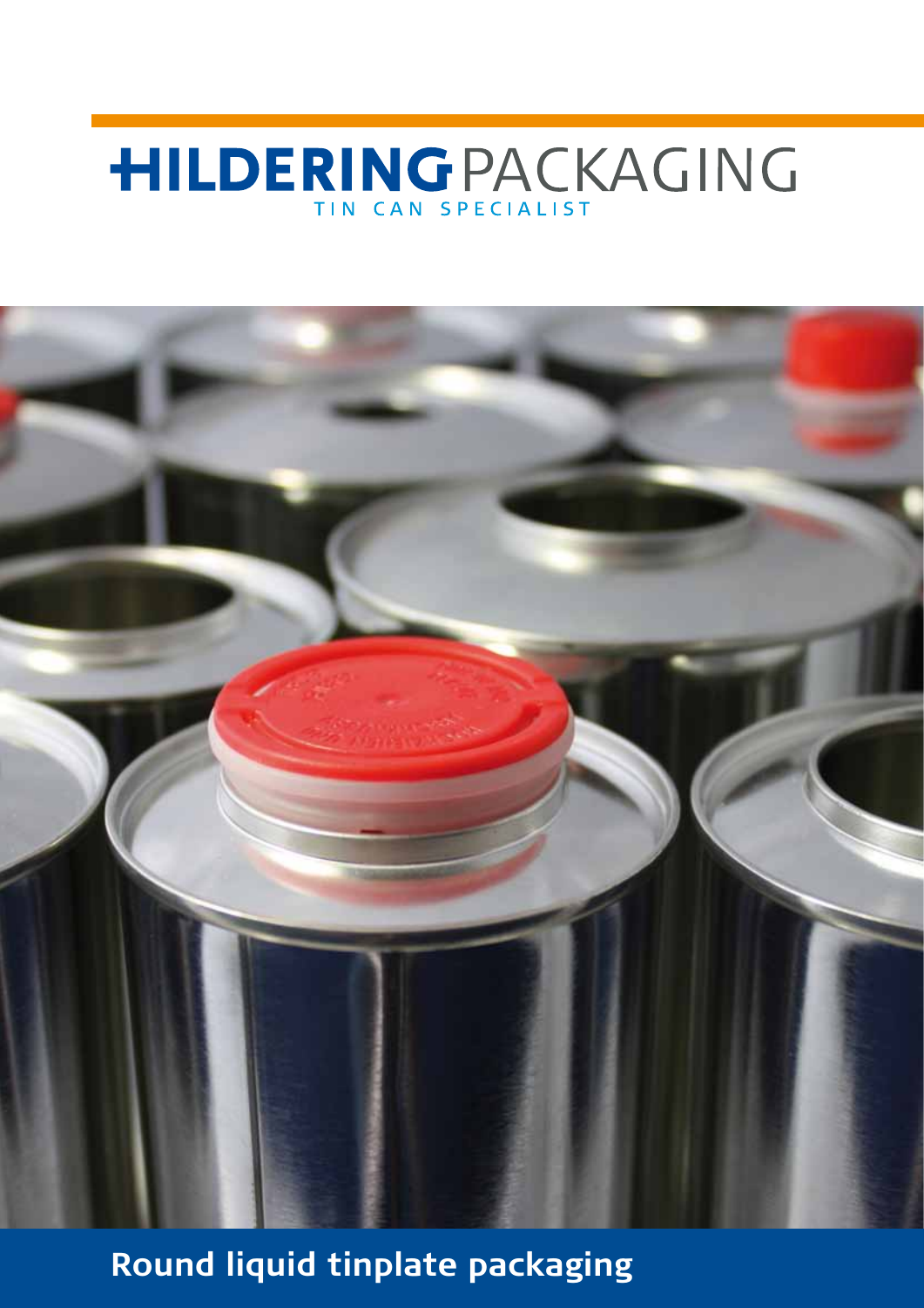# HILDERING PACKAGING

TIN CAN SPECIALIST

## Round liquid tinplate packaging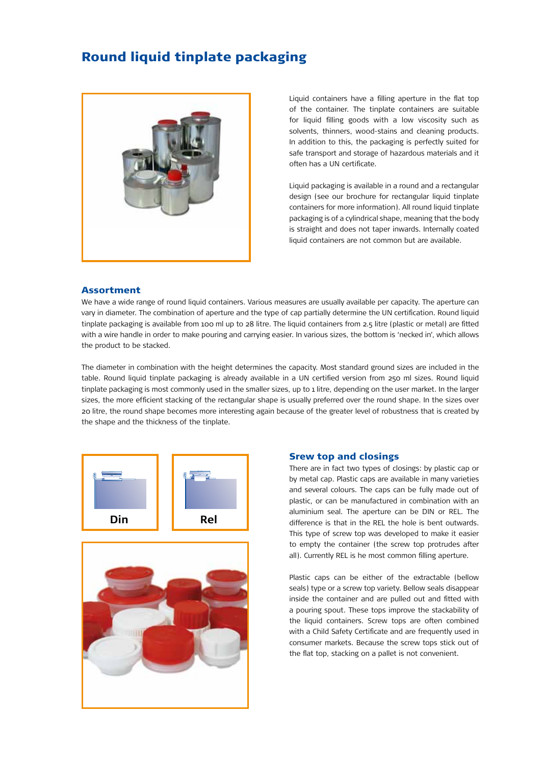# Round liquid tinplate packaging

Liquid containers have a filling aperture in the flat top of the container. The tinplate containers are suitable for liquid filling goods with a low viscosity such as solvents, thinners, wood-stains and cleaning products. In addition to this, the packaging is perfectly suited for safe transport and storage of hazardous materials and it often has a UN certificate.

Liquid packaging is available in a round and a rectangular design (see our brochure for rectangular liquid tinplate containers for more information). All round liquid tinplate packaging is of a cylindrical shape, meaning that the body is straight and does not taper inwards. Internally coated liquid containers are not common but are available.

## Assortment

We have a wide range of round liquid containers. Various measures are usually available per capacity. The aperture can vary in diameter. The combination of aperture and the type of cap partially determine the UN certification. Round liquid tinplate packaging is available from 100 ml up to 28 litre. The liquid containers from 2.5 litre (plastic or metal) are fitted with a wire handle in order to make pouring and carrying easier. In various sizes, the bottom is 'necked in', which allows the product to be stacked.

The diameter in combination with the height determines the capacity. Most standard ground sizes are included in the table. Round liquid tinplate packaging is already available in a UN certified version from 250 ml sizes. Round liquid tinplate packaging is most commonly used in the smaller sizes, up to 1 litre, depending on the user market. In the larger sizes, the more efficient stacking of the rectangular shape is usually preferred over the round shape. In the sizes over 20 litre, the round shape becomes more interesting again because of the greater level of robustness that is created by the shape and the thickness of the tinplate.

Din

Rel

## Srew top and closings

There are in fact two types of closings: by plastic cap or by metal cap. Plastic caps are available in many varieties and several colours. The caps can be fully made out of plastic, or can be manufactured in combination with an aluminium seal. The aperture can be DIN or REL. The difference is that in the REL the hole is bent outwards. This type of screw top was developed to make it easier to empty the container (the screw top protrudes after all). Currently REL is he most common filling aperture.

Plastic caps can be either of the extractable (bellow seals) type or a screw top variety. Bellow seals disappear inside the container and are pulled out and fitted with a pouring spout. These tops improve the stackability of the liquid containers. Screw tops are often combined with a Child Safety Certificate and are frequently used in consumer markets. Because the screw tops stick out of the flat top, stacking on a pallet is not convenient.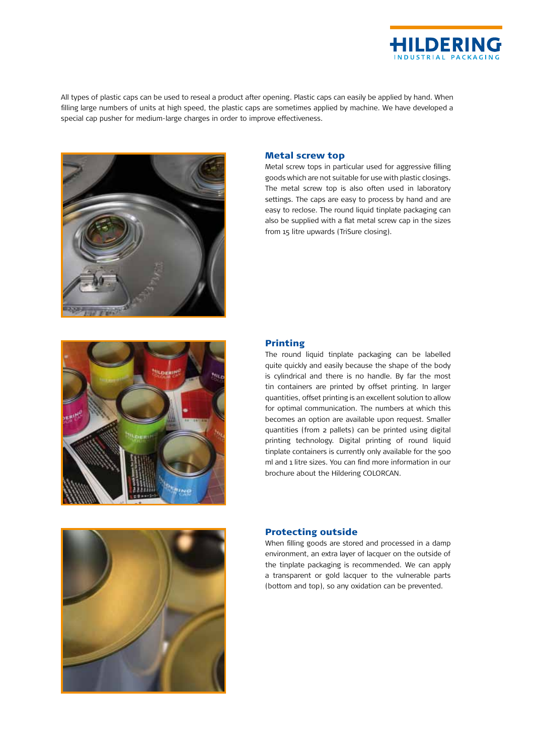All types of plastic caps can be used to reseal a product after opening. Plastic caps can easily be applied by hand. When filling large numbers of units at high speed, the plastic caps are sometimes applied by machine. We have developed a special cap pusher for medium-large charges in order to improve effectiveness.

## Metal screw top

Metal screw tops in particular used for aggressive filling goods which are not suitable for use with plastic closings. The metal screw top is also often used in laboratory settings. The caps are easy to process by hand and are easy to reclose. The round liquid tinplate packaging can also be supplied with a flat metal screw cap in the sizes from 15 litre upwards (TriSure closing).

## Printing

The round liquid tinplate packaging can be labelled quite quickly and easily because the shape of the body is cylindrical and there is no handle. By far the most tin containers are printed by offset printing. In larger quantities, offset printing is an excellent solution to allow for optimal communication. The numbers at which this becomes an option are available upon request. Smaller quantities (from 2 pallets) can be printed using digital printing technology. Digital printing of round liquid tinplate containers is currently only available for the 500 ml and 1 litre sizes. You can find more information in our brochure about the Hildering COLORCAN.

## Protecting outside

When filling goods are stored and processed in a damp environment, an extra layer of lacquer on the outside of the tinplate packaging is recommended. We can apply a transparent or gold lacquer to the vulnerable parts (bottom and top), so any oxidation can be prevented.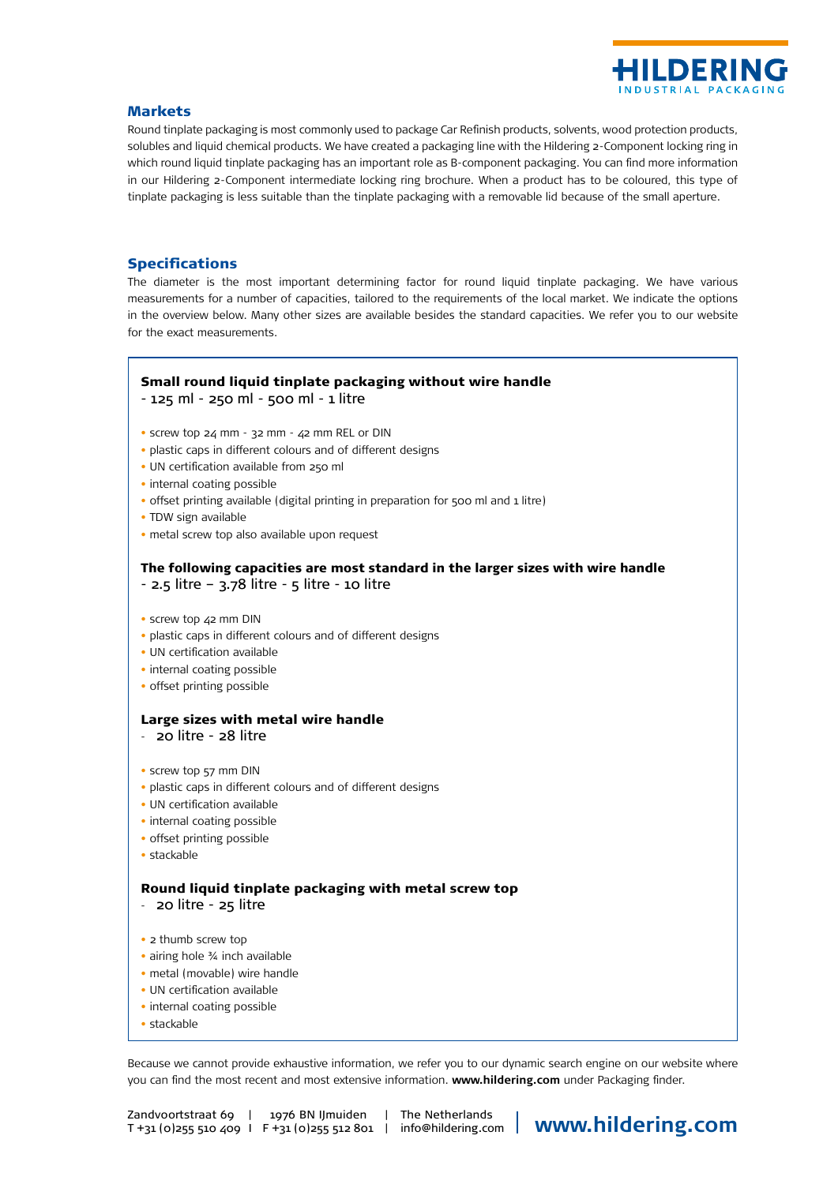## Markets

Round tinplate packaging is most commonly used to package Car Refinish products, solvents, wood protection products, solubles and liquid chemical products. We have created a packaging line with the Hildering 2-Component locking ring in which round liquid tinplate packaging has an important role as B-component packaging. You can find more information in our Hildering 2-Component intermediate locking ring brochure. When a product has to be coloured, this type of tinplate packaging is less suitable than the tinplate packaging with a removable lid because of the small aperture.

## Specifications

The diameter is the most important determining factor for round liquid tinplate packaging. We have various measurements for a number of capacities, tailored to the requirements of the local market. We indicate the options in the overview below. Many other sizes are available besides the standard capacities. We refer you to our website for the exact measurements.

### Small round liquid tinplate packaging without wire handle

- 125 ml - 250 ml - 500 ml - 1 litre

- screw top 24 mm - 32 mm - 42 mm REL or DIN
- plastic caps in different colours and of different designs
- UN certification available from 250 ml
- internal coating possible
- offset printing available (digital printing in preparation for 500 ml and 1 litre)
- TDW sign available
- metal screw top also available upon request

### The following capacities are most standard in the larger sizes with wire handle

- 2.5 litre – 3.78 litre - 5 litre - 10 litre

- screw top 42 mm DIN
- plastic caps in different colours and of different designs
- UN certification available
- internal coating possible
- offset printing possible

### Large sizes with metal wire handle

- 20 litre - 28 litre

- screw top 57 mm DIN
- plastic caps in different colours and of different designs
- UN certification available
- internal coating possible
- offset printing possible
- stackable

### Round liquid tinplate packaging with metal screw top

- 20 litre - 25 litre

- 2 thumb screw top
- airing hole ¾ inch available
- metal (movable) wire handle
- UN certification available
- internal coating possible
- stackable

Because we cannot provide exhaustive information, we refer you to our dynamic search engine on our website where you can find the most recent and most extensive information. **www.hildering.com** under Packaging finder.

Zandvoortstraat 69 | 1976 BN IJmuiden | The Netherlands
T +31 (0)255 510 409 | F +31 (0)255 512 801 | info@hildering.com

**www.hildering.com**